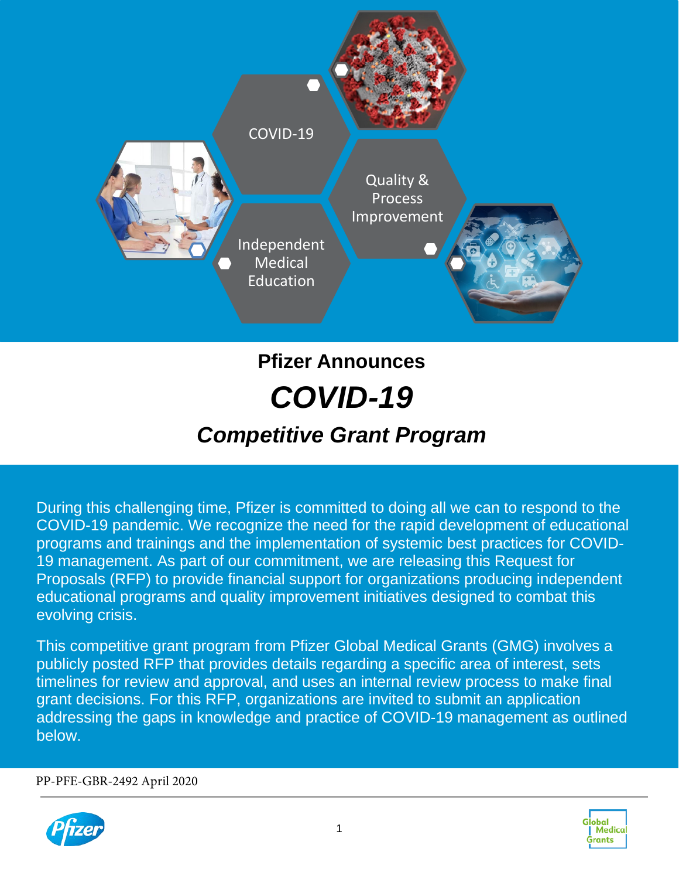COVID-19

Quality & Process Improvement

Independent Medical Education

# Pfizer Announces

# *COVID-19*

## *Competitive Grant Program*

During this challenging time, Pfizer is committed to doing all we can to respond to the COVID-19 pandemic. We recognize the need for the rapid development of educational programs and trainings and the implementation of systemic best practices for COVID-19 management. As part of our commitment, we are releasing this Request for Proposals (RFP) to provide financial support for organizations producing independent educational programs and quality improvement initiatives designed to combat this evolving crisis.

This competitive grant program from Pfizer Global Medical Grants (GMG) involves a publicly posted RFP that provides details regarding a specific area of interest, sets timelines for review and approval, and uses an internal review process to make final grant decisions. For this RFP, organizations are invited to submit an application addressing the gaps in knowledge and practice of COVID-19 management as outlined below.

PP-PFE-GBR-2492 April 2020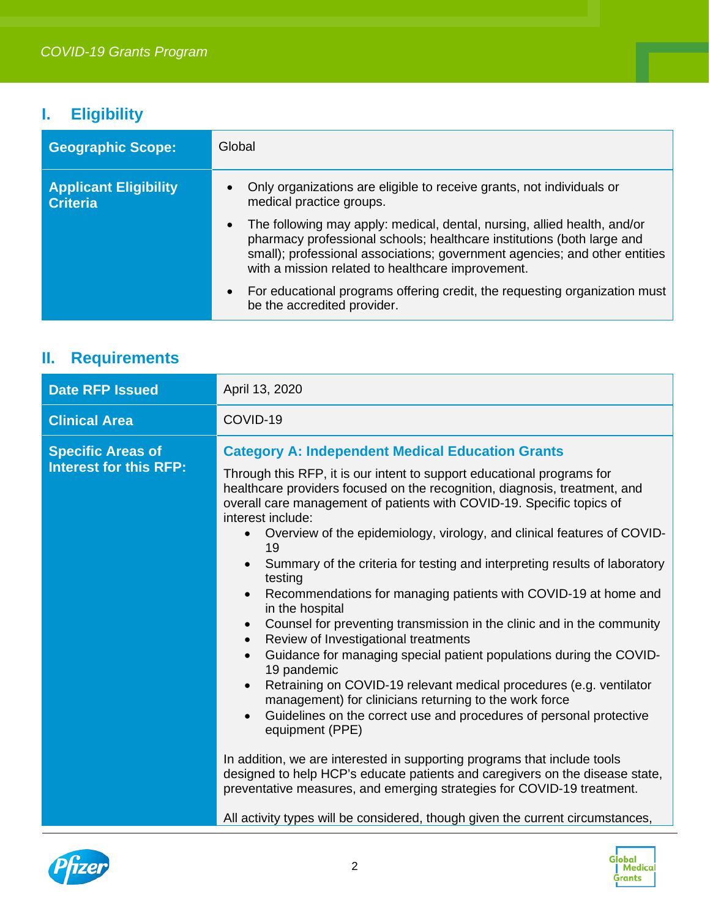## I. Eligibility

| | |
|---|---|
| **Geographic Scope:** | Global |
| **Applicant Eligibility Criteria** | • Only organizations are eligible to receive grants, not individuals or medical practice groups.<br>• The following may apply: medical, dental, nursing, allied health, and/or pharmacy professional schools; healthcare institutions (both large and small); professional associations; government agencies; and other entities with a mission related to healthcare improvement.<br>• For educational programs offering credit, the requesting organization must be the accredited provider. |

## II. Requirements

| | |
|---|---|
| **Date RFP Issued** | April 13, 2020 |
| **Clinical Area** | COVID-19 |
| **Specific Areas of Interest for this RFP:** | **Category A: Independent Medical Education Grants**<br><br>Through this RFP, it is our intent to support educational programs for healthcare providers focused on the recognition, diagnosis, treatment, and overall care management of patients with COVID-19. Specific topics of interest include:<br>• Overview of the epidemiology, virology, and clinical features of COVID-19<br>• Summary of the criteria for testing and interpreting results of laboratory testing<br>• Recommendations for managing patients with COVID-19 at home and in the hospital<br>• Counsel for preventing transmission in the clinic and in the community<br>• Review of Investigational treatments<br>• Guidance for managing special patient populations during the COVID-19 pandemic<br>• Retraining on COVID-19 relevant medical procedures (e.g. ventilator management) for clinicians returning to the work force<br>• Guidelines on the correct use and procedures of personal protective equipment (PPE)<br><br>In addition, we are interested in supporting programs that include tools designed to help HCP's educate patients and caregivers on the disease state, preventative measures, and emerging strategies for COVID-19 treatment.<br><br>All activity types will be considered, though given the current circumstances, |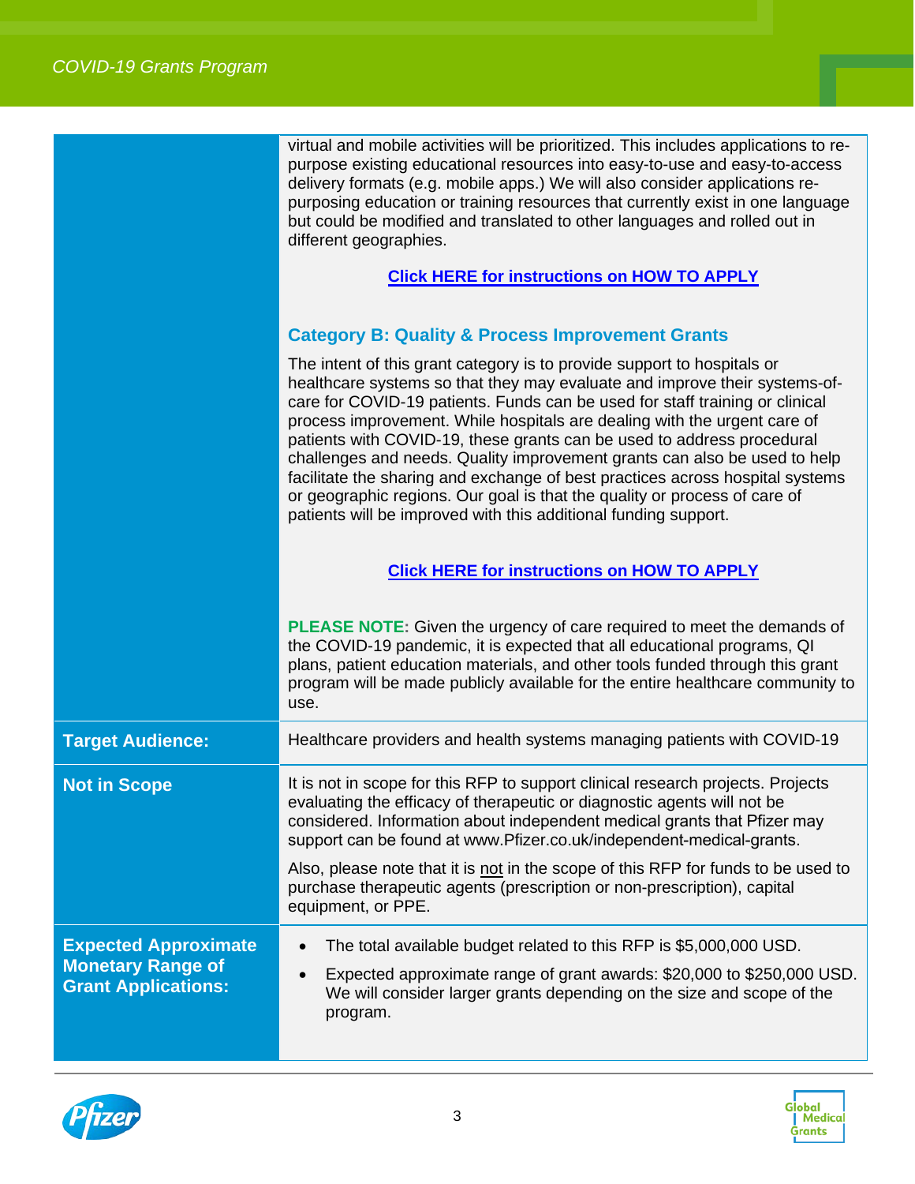| | |
|---|---|
| | virtual and mobile activities will be prioritized. This includes applications to re-purpose existing educational resources into easy-to-use and easy-to-access delivery formats (e.g. mobile apps.) We will also consider applications re-purposing education or training resources that currently exist in one language but could be modified and translated to other languages and rolled out in different geographies.<br><br>**Click HERE for instructions on HOW TO APPLY**<br><br>**Category B: Quality & Process Improvement Grants**<br><br>The intent of this grant category is to provide support to hospitals or healthcare systems so that they may evaluate and improve their systems-of-care for COVID-19 patients. Funds can be used for staff training or clinical process improvement. While hospitals are dealing with the urgent care of patients with COVID-19, these grants can be used to address procedural challenges and needs. Quality improvement grants can also be used to help facilitate the sharing and exchange of best practices across hospital systems or geographic regions. Our goal is that the quality or process of care of patients will be improved with this additional funding support.<br><br>**Click HERE for instructions on HOW TO APPLY**<br><br>**PLEASE NOTE:** Given the urgency of care required to meet the demands of the COVID-19 pandemic, it is expected that all educational programs, QI plans, patient education materials, and other tools funded through this grant program will be made publicly available for the entire healthcare community to use. |
| **Target Audience:** | Healthcare providers and health systems managing patients with COVID-19 |
| **Not in Scope** | It is not in scope for this RFP to support clinical research projects. Projects evaluating the efficacy of therapeutic or diagnostic agents will not be considered. Information about independent medical grants that Pfizer may support can be found at www.Pfizer.co.uk/independent-medical-grants.<br><br>Also, please note that it is not in the scope of this RFP for funds to be used to purchase therapeutic agents (prescription or non-prescription), capital equipment, or PPE. |
| **Expected Approximate Monetary Range of Grant Applications:** | • The total available budget related to this RFP is $5,000,000 USD.<br>• Expected approximate range of grant awards: $20,000 to $250,000 USD. We will consider larger grants depending on the size and scope of the program. |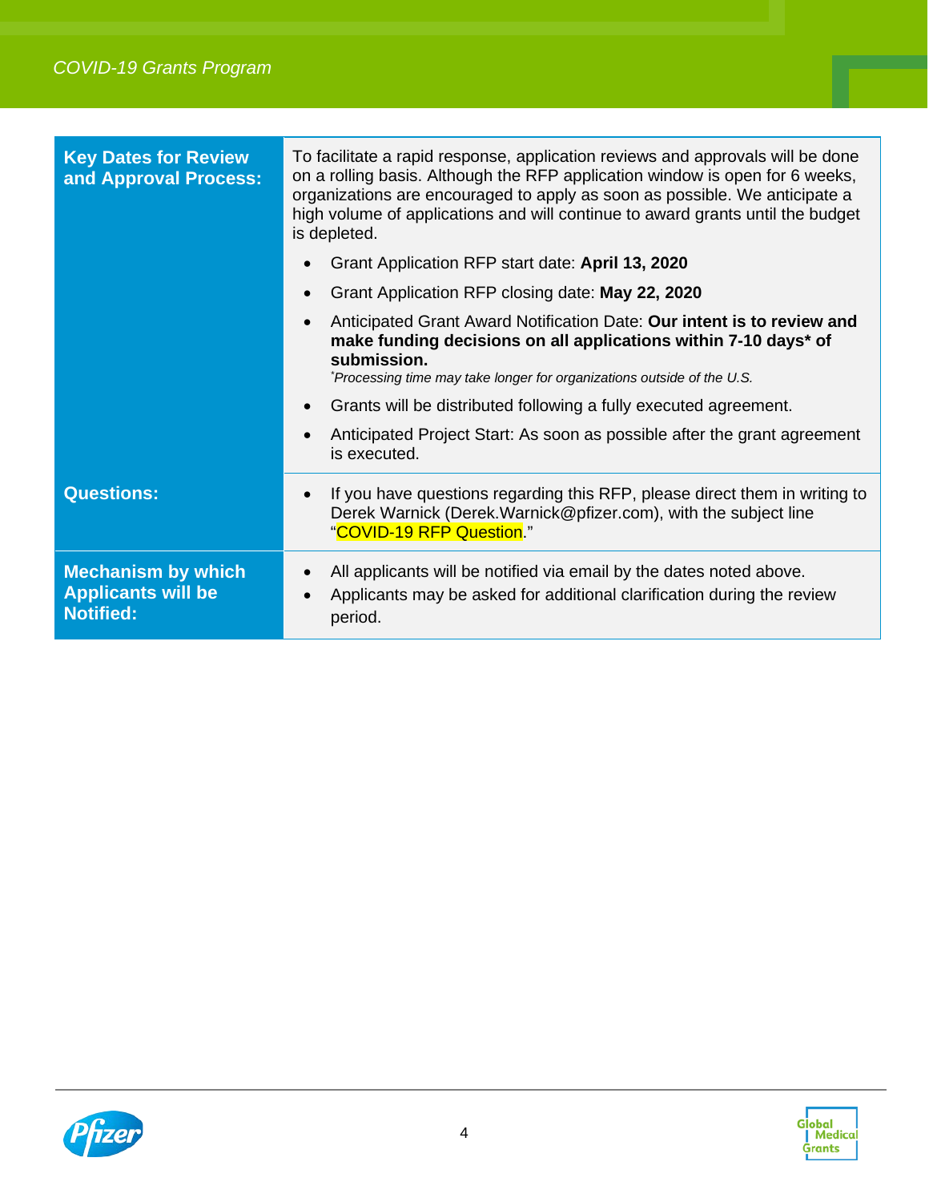| | |
|---|---|
| **Key Dates for Review and Approval Process:** | To facilitate a rapid response, application reviews and approvals will be done on a rolling basis. Although the RFP application window is open for 6 weeks, organizations are encouraged to apply as soon as possible. We anticipate a high volume of applications and will continue to award grants until the budget is depleted.<br>• Grant Application RFP start date: **April 13, 2020**<br>• Grant Application RFP closing date: **May 22, 2020**<br>• Anticipated Grant Award Notification Date: **Our intent is to review and make funding decisions on all applications within 7-10 days* of submission.**<br>*\*Processing time may take longer for organizations outside of the U.S.*<br>• Grants will be distributed following a fully executed agreement.<br>• Anticipated Project Start: As soon as possible after the grant agreement is executed. |
| **Questions:** | • If you have questions regarding this RFP, please direct them in writing to Derek Warnick (Derek.Warnick@pfizer.com), with the subject line "COVID-19 RFP Question." |
| **Mechanism by which Applicants will be Notified:** | • All applicants will be notified via email by the dates noted above.<br>• Applicants may be asked for additional clarification during the review period. |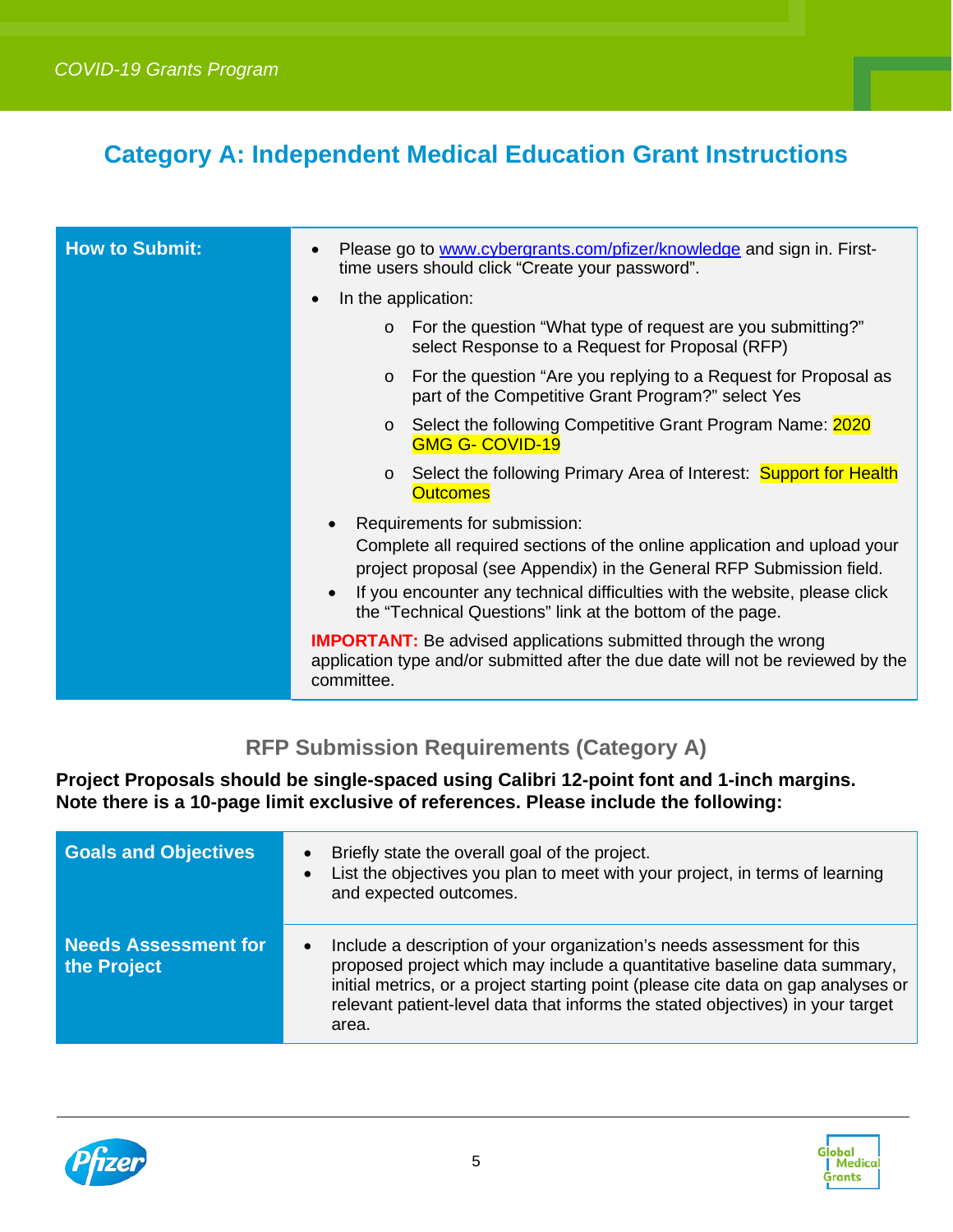# Category A: Independent Medical Education Grant Instructions

| How to Submit: | |
|---|---|
| **How to Submit:** | • Please go to [www.cybergrants.com/pfizer/knowledge](http://www.cybergrants.com/pfizer/knowledge) and sign in. First-time users should click "Create your password".<br>• In the application:<br>  o For the question "What type of request are you submitting?" select Response to a Request for Proposal (RFP)<br>  o For the question "Are you replying to a Request for Proposal as part of the Competitive Grant Program?" select Yes<br>  o Select the following Competitive Grant Program Name: 2020 GMG G- COVID-19<br>  o Select the following Primary Area of Interest: Support for Health Outcomes<br>• Requirements for submission: Complete all required sections of the online application and upload your project proposal (see Appendix) in the General RFP Submission field.<br>• If you encounter any technical difficulties with the website, please click the "Technical Questions" link at the bottom of the page.<br>**IMPORTANT:** Be advised applications submitted through the wrong application type and/or submitted after the due date will not be reviewed by the committee. |

## RFP Submission Requirements (Category A)

**Project Proposals should be single-spaced using Calibri 12-point font and 1-inch margins. Note there is a 10-page limit exclusive of references. Please include the following:**

| Section | Requirements |
|---|---|
| **Goals and Objectives** | • Briefly state the overall goal of the project.<br>• List the objectives you plan to meet with your project, in terms of learning and expected outcomes. |
| **Needs Assessment for the Project** | • Include a description of your organization's needs assessment for this proposed project which may include a quantitative baseline data summary, initial metrics, or a project starting point (please cite data on gap analyses or relevant patient-level data that informs the stated objectives) in your target area. |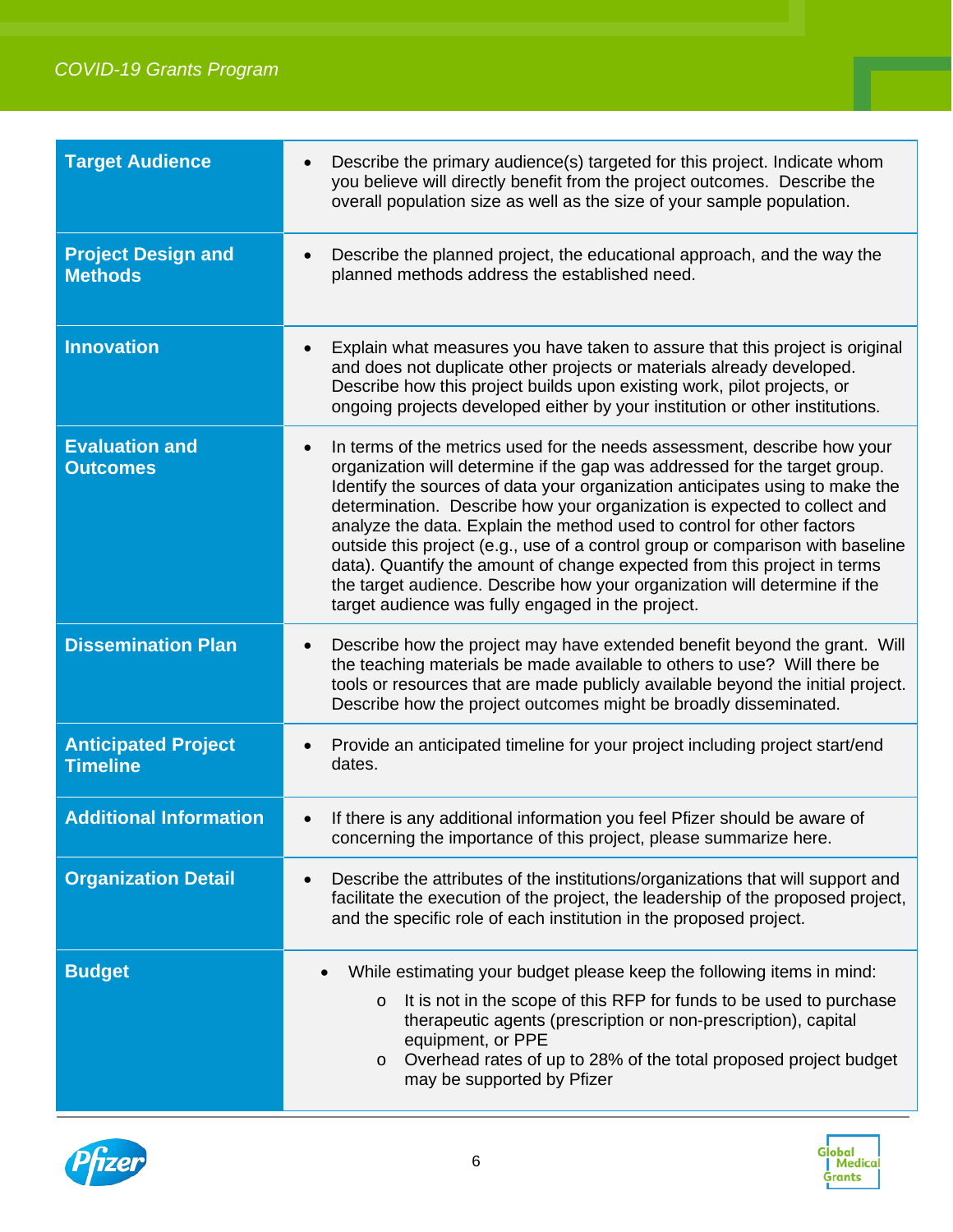| | |
|---|---|
| **Target Audience** | • Describe the primary audience(s) targeted for this project. Indicate whom you believe will directly benefit from the project outcomes. Describe the overall population size as well as the size of your sample population. |
| **Project Design and Methods** | • Describe the planned project, the educational approach, and the way the planned methods address the established need. |
| **Innovation** | • Explain what measures you have taken to assure that this project is original and does not duplicate other projects or materials already developed. Describe how this project builds upon existing work, pilot projects, or ongoing projects developed either by your institution or other institutions. |
| **Evaluation and Outcomes** | • In terms of the metrics used for the needs assessment, describe how your organization will determine if the gap was addressed for the target group. Identify the sources of data your organization anticipates using to make the determination. Describe how your organization is expected to collect and analyze the data. Explain the method used to control for other factors outside this project (e.g., use of a control group or comparison with baseline data). Quantify the amount of change expected from this project in terms the target audience. Describe how your organization will determine if the target audience was fully engaged in the project. |
| **Dissemination Plan** | • Describe how the project may have extended benefit beyond the grant. Will the teaching materials be made available to others to use? Will there be tools or resources that are made publicly available beyond the initial project. Describe how the project outcomes might be broadly disseminated. |
| **Anticipated Project Timeline** | • Provide an anticipated timeline for your project including project start/end dates. |
| **Additional Information** | • If there is any additional information you feel Pfizer should be aware of concerning the importance of this project, please summarize here. |
| **Organization Detail** | • Describe the attributes of the institutions/organizations that will support and facilitate the execution of the project, the leadership of the proposed project, and the specific role of each institution in the proposed project. |
| **Budget** | • While estimating your budget please keep the following items in mind:<br>o It is not in the scope of this RFP for funds to be used to purchase therapeutic agents (prescription or non-prescription), capital equipment, or PPE<br>o Overhead rates of up to 28% of the total proposed project budget may be supported by Pfizer |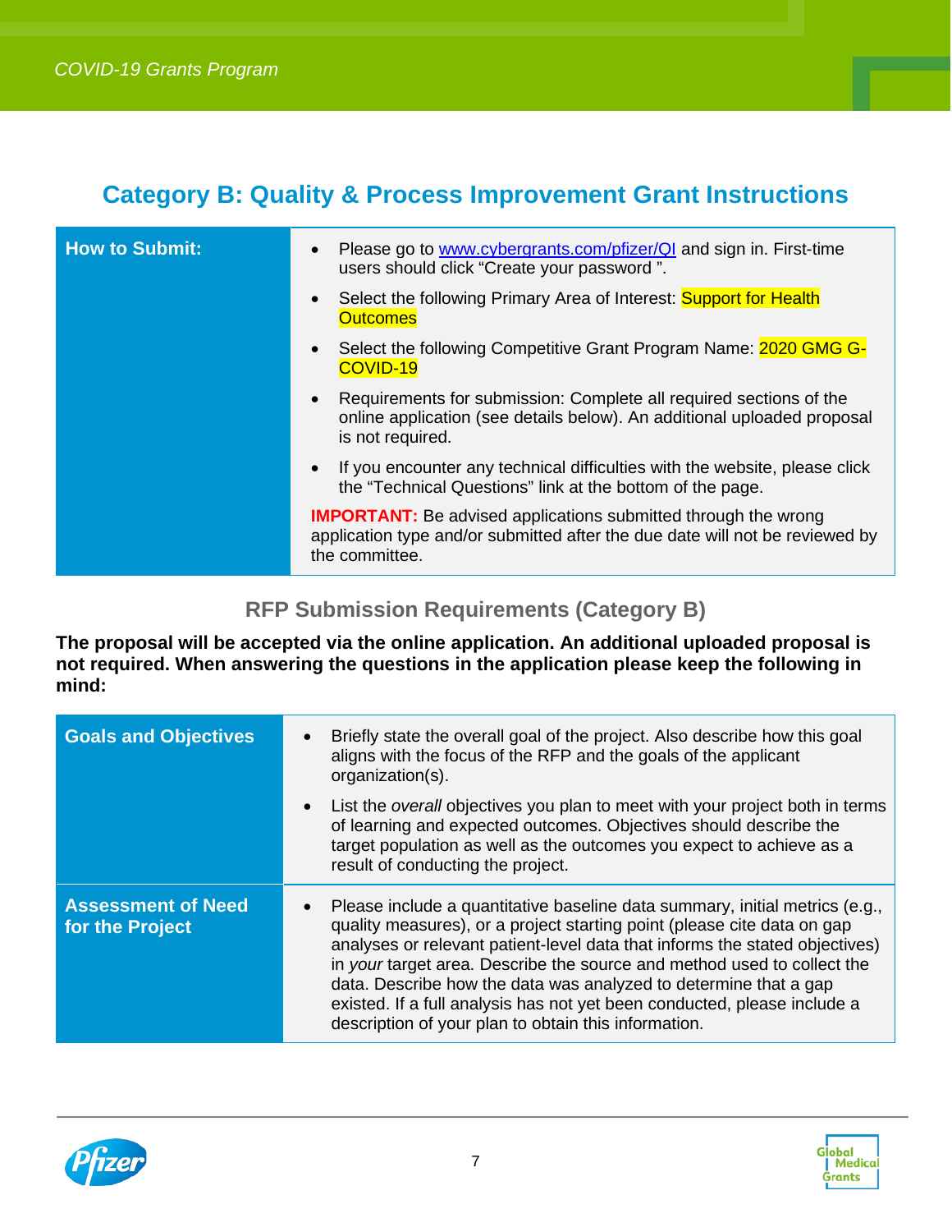## Category B: Quality & Process Improvement Grant Instructions

| | |
|---|---|
| **How to Submit:** | • Please go to www.cybergrants.com/pfizer/QI and sign in. First-time users should click "Create your password ".<br>• Select the following Primary Area of Interest: Support for Health Outcomes<br>• Select the following Competitive Grant Program Name: 2020 GMG G-COVID-19<br>• Requirements for submission: Complete all required sections of the online application (see details below). An additional uploaded proposal is not required.<br>• If you encounter any technical difficulties with the website, please click the "Technical Questions" link at the bottom of the page.<br>**IMPORTANT:** Be advised applications submitted through the wrong application type and/or submitted after the due date will not be reviewed by the committee. |

### RFP Submission Requirements (Category B)

**The proposal will be accepted via the online application. An additional uploaded proposal is not required. When answering the questions in the application please keep the following in mind:**

| | |
|---|---|
| **Goals and Objectives** | • Briefly state the overall goal of the project. Also describe how this goal aligns with the focus of the RFP and the goals of the applicant organization(s).<br>• List the *overall* objectives you plan to meet with your project both in terms of learning and expected outcomes. Objectives should describe the target population as well as the outcomes you expect to achieve as a result of conducting the project. |
| **Assessment of Need for the Project** | • Please include a quantitative baseline data summary, initial metrics (e.g., quality measures), or a project starting point (please cite data on gap analyses or relevant patient-level data that informs the stated objectives) in *your* target area. Describe the source and method used to collect the data. Describe how the data was analyzed to determine that a gap existed. If a full analysis has not yet been conducted, please include a description of your plan to obtain this information. |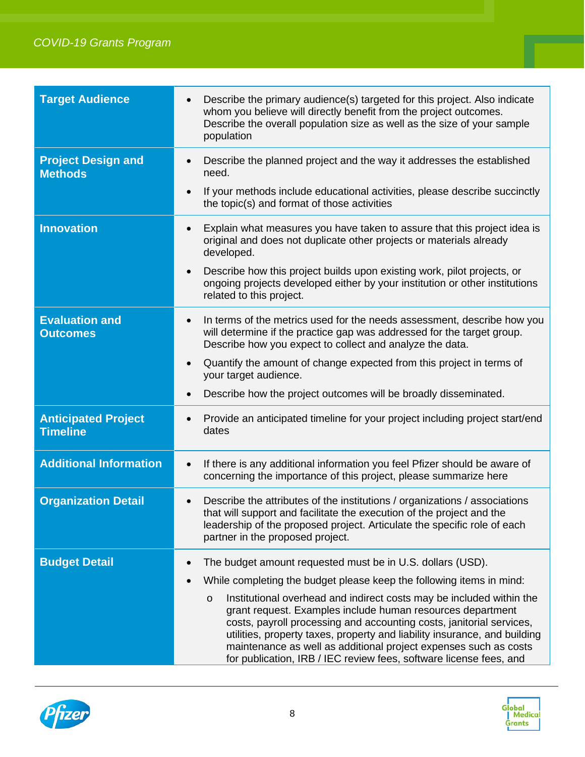| Section | Description |
|---|---|
| **Target Audience** | • Describe the primary audience(s) targeted for this project. Also indicate whom you believe will directly benefit from the project outcomes. Describe the overall population size as well as the size of your sample population |
| **Project Design and Methods** | • Describe the planned project and the way it addresses the established need.<br>• If your methods include educational activities, please describe succinctly the topic(s) and format of those activities |
| **Innovation** | • Explain what measures you have taken to assure that this project idea is original and does not duplicate other projects or materials already developed.<br>• Describe how this project builds upon existing work, pilot projects, or ongoing projects developed either by your institution or other institutions related to this project. |
| **Evaluation and Outcomes** | • In terms of the metrics used for the needs assessment, describe how you will determine if the practice gap was addressed for the target group. Describe how you expect to collect and analyze the data.<br>• Quantify the amount of change expected from this project in terms of your target audience.<br>• Describe how the project outcomes will be broadly disseminated. |
| **Anticipated Project Timeline** | • Provide an anticipated timeline for your project including project start/end dates |
| **Additional Information** | • If there is any additional information you feel Pfizer should be aware of concerning the importance of this project, please summarize here |
| **Organization Detail** | • Describe the attributes of the institutions / organizations / associations that will support and facilitate the execution of the project and the leadership of the proposed project. Articulate the specific role of each partner in the proposed project. |
| **Budget Detail** | • The budget amount requested must be in U.S. dollars (USD).<br>• While completing the budget please keep the following items in mind:<br>&nbsp;&nbsp;&nbsp;&nbsp;o Institutional overhead and indirect costs may be included within the grant request. Examples include human resources department costs, payroll processing and accounting costs, janitorial services, utilities, property taxes, property and liability insurance, and building maintenance as well as additional project expenses such as costs for publication, IRB / IEC review fees, software license fees, and |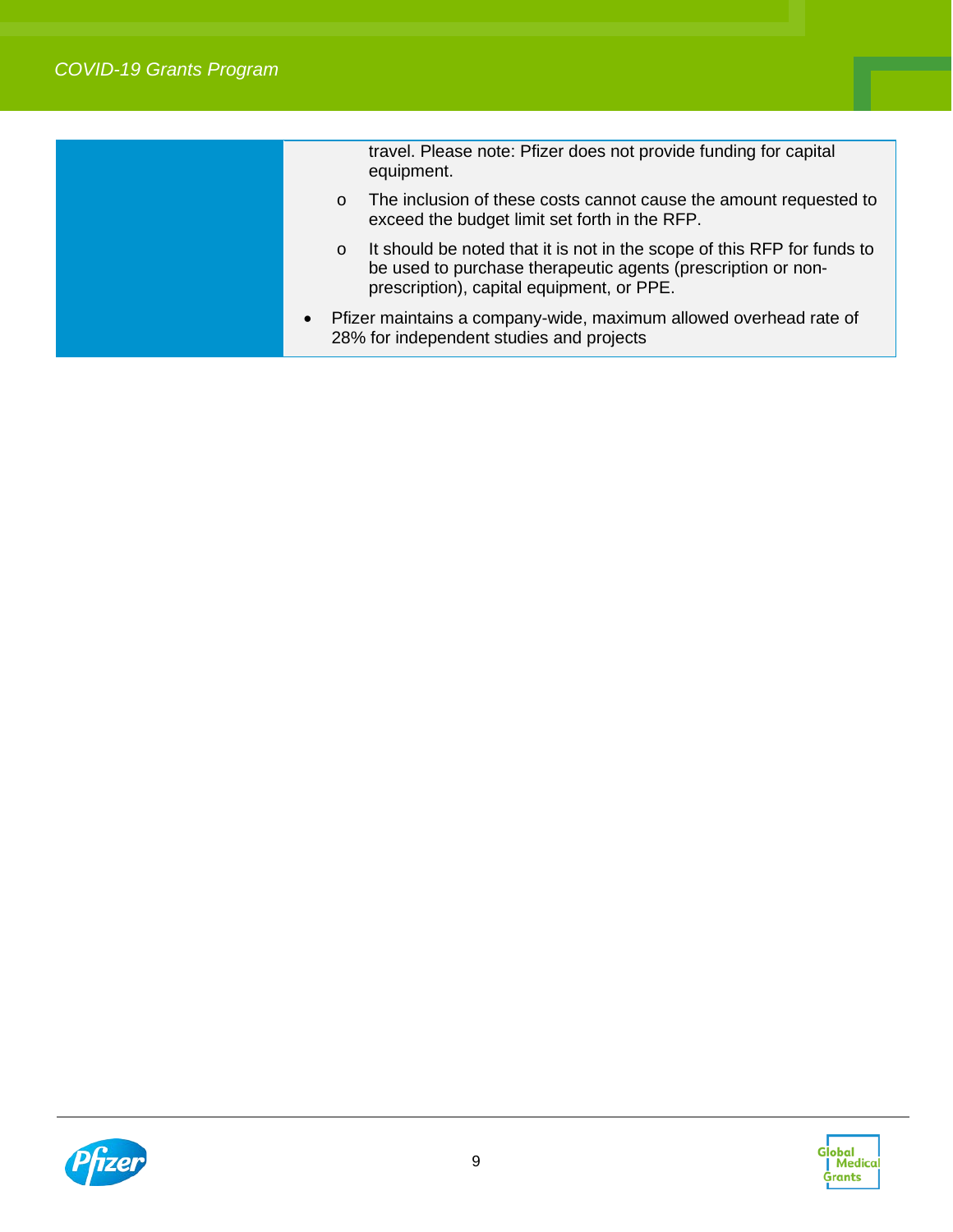| | |
|---|---|
| | travel. Please note: Pfizer does not provide funding for capital equipment.<br>o The inclusion of these costs cannot cause the amount requested to exceed the budget limit set forth in the RFP.<br>o It should be noted that it is not in the scope of this RFP for funds to be used to purchase therapeutic agents (prescription or non-prescription), capital equipment, or PPE.<br>• Pfizer maintains a company-wide, maximum allowed overhead rate of 28% for independent studies and projects |